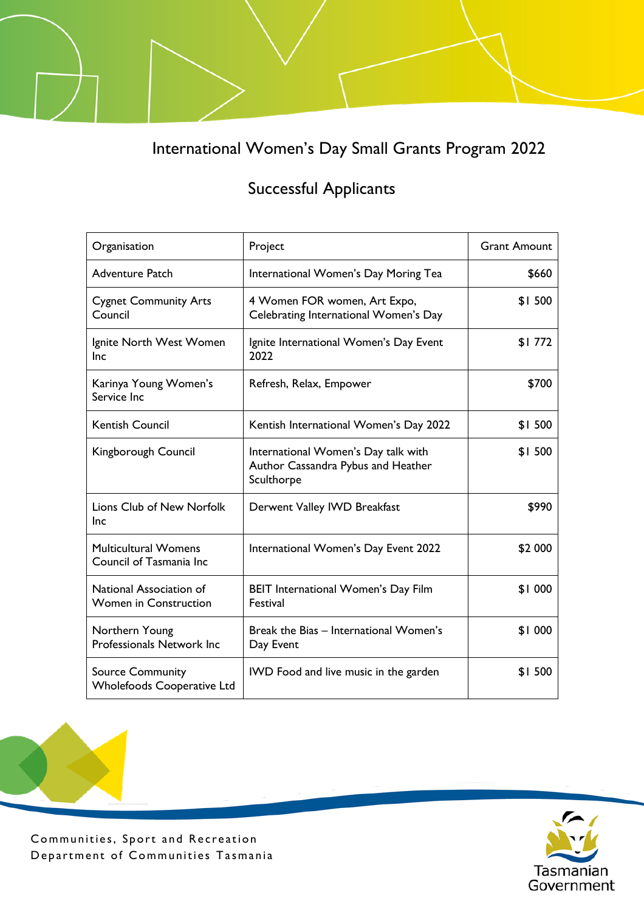# International Women's Day Small Grants Program 2022

## Successful Applicants

| Organisation | Project | Grant Amount |
|---|---|---|
| Adventure Patch | International Women's Day Moring Tea | $660 |
| Cygnet Community Arts Council | 4 Women FOR women, Art Expo, Celebrating International Women's Day | $1 500 |
| Ignite North West Women Inc | Ignite International Women's Day Event 2022 | $1 772 |
| Karinya Young Women's Service Inc | Refresh, Relax, Empower | $700 |
| Kentish Council | Kentish International Women's Day 2022 | $1 500 |
| Kingborough Council | International Women's Day talk with Author Cassandra Pybus and Heather Sculthorpe | $1 500 |
| Lions Club of New Norfolk Inc | Derwent Valley IWD Breakfast | $990 |
| Multicultural Womens Council of Tasmania Inc | International Women's Day Event 2022 | $2 000 |
| National Association of Women in Construction | BEIT International Women's Day Film Festival | $1 000 |
| Northern Young Professionals Network Inc | Break the Bias – International Women's Day Event | $1 000 |
| Source Community Wholefoods Cooperative Ltd | IWD Food and live music in the garden | $1 500 |

Communities, Sport and Recreation
Department of Communities Tasmania

Tasmanian Government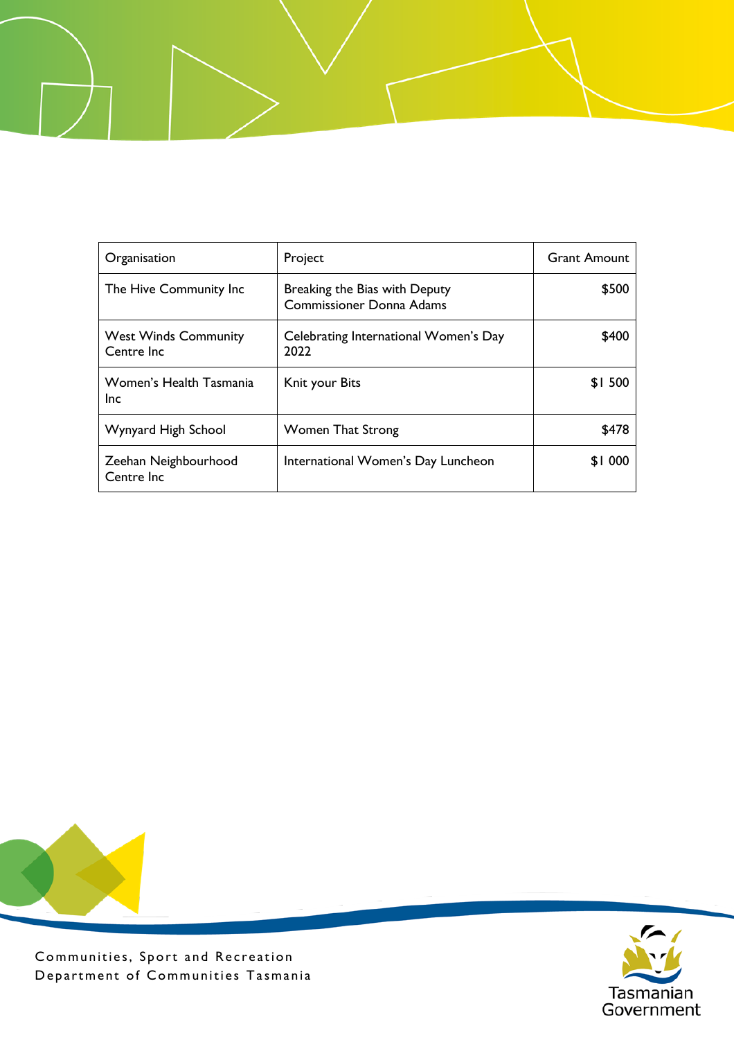| Organisation | Project | Grant Amount |
| --- | --- | --- |
| The Hive Community Inc | Breaking the Bias with Deputy Commissioner Donna Adams | $500 |
| West Winds Community Centre Inc | Celebrating International Women's Day 2022 | $400 |
| Women's Health Tasmania Inc | Knit your Bits | $1 500 |
| Wynyard High School | Women That Strong | $478 |
| Zeehan Neighbourhood Centre Inc | International Women's Day Luncheon | $1 000 |

Communities, Sport and Recreation
Department of Communities Tasmania

Tasmanian Government